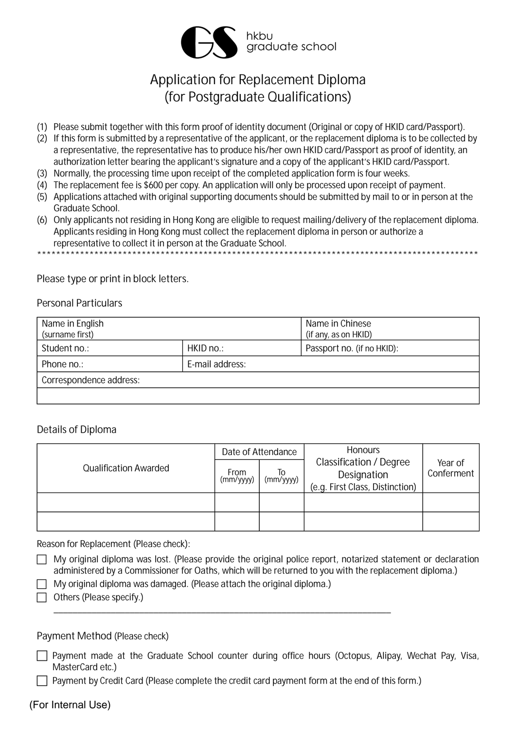GS hkbu graduate school

# Application for Replacement Diploma
## (for Postgraduate Qualifications)

(1) Please submit together with this form proof of identity document (Original or copy of HKID card/Passport).
(2) If this form is submitted by a representative of the applicant, or the replacement diploma is to be collected by a representative, the representative has to produce his/her own HKID card/Passport as proof of identity, an authorization letter bearing the applicant's signature and a copy of the applicant's HKID card/Passport.
(3) Normally, the processing time upon receipt of the completed application form is four weeks.
(4) The replacement fee is $600 per copy. An application will only be processed upon receipt of payment.
(5) Applications attached with original supporting documents should be submitted by mail to or in person at the Graduate School.
(6) Only applicants not residing in Hong Kong are eligible to request mailing/delivery of the replacement diploma. Applicants residing in Hong Kong must collect the replacement diploma in person or authorize a representative to collect it in person at the Graduate School.

*********************************************************************************************

Please type or print in block letters.

Personal Particulars

| Name in English (surname first) | | Name in Chinese (if any, as on HKID) |
|---|---|---|
| Student no.: | HKID no.: | Passport no. (if no HKID): |
| Phone no.: | E-mail address: | |
| Correspondence address: | | |
| | | |

Details of Diploma

| Qualification Awarded | Date of Attendance | | Honours Classification / Degree Designation (e.g. First Class, Distinction) | Year of Conferment |
|---|---|---|---|---|
| | From (mm/yyyy) | To (mm/yyyy) | | |
| | | | | |
| | | | | |

Reason for Replacement (Please check):

- ☐ My original diploma was lost. (Please provide the original police report, notarized statement or declaration administered by a Commissioner for Oaths, which will be returned to you with the replacement diploma.)
- ☐ My original diploma was damaged. (Please attach the original diploma.)
- ☐ Others (Please specify.)

_______________________________________________________________

Payment Method (Please check)

- ☐ Payment made at the Graduate School counter during office hours (Octopus, Alipay, Wechat Pay, Visa, MasterCard etc.)
- ☐ Payment by Credit Card (Please complete the credit card payment form at the end of this form.)

(For Internal Use)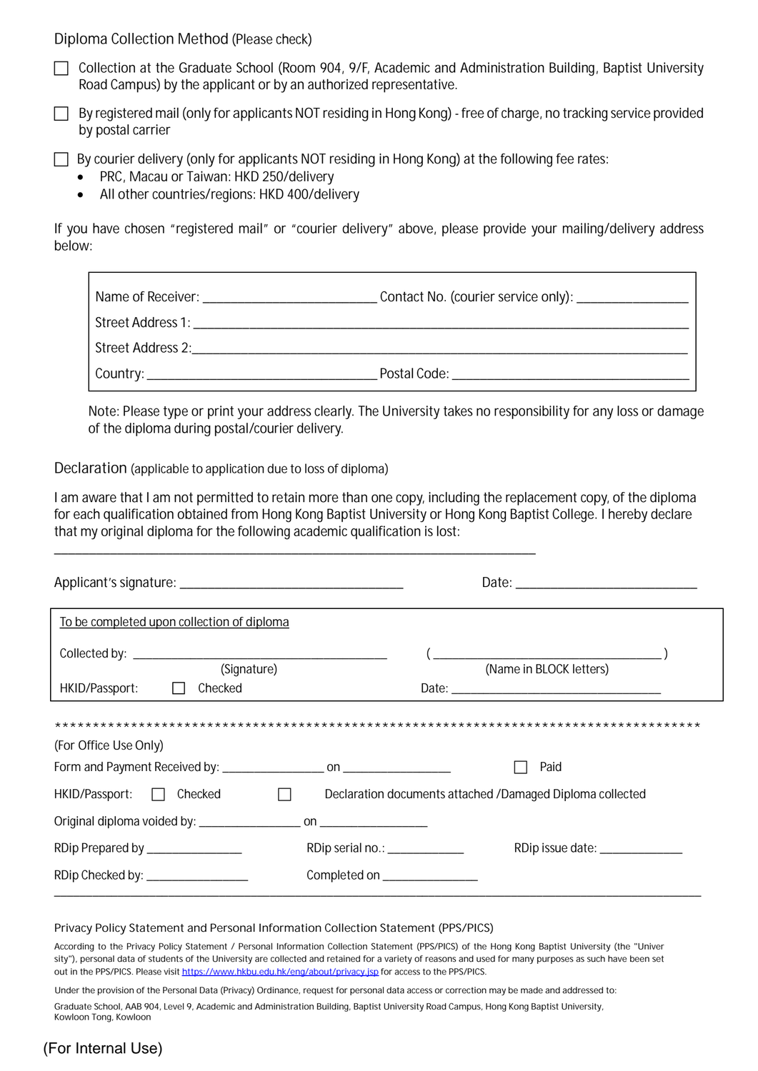## Diploma Collection Method (Please check)

☐ Collection at the Graduate School (Room 904, 9/F, Academic and Administration Building, Baptist University Road Campus) by the applicant or by an authorized representative.

☐ By registered mail (only for applicants NOT residing in Hong Kong) - free of charge, no tracking service provided by postal carrier

☐ By courier delivery (only for applicants NOT residing in Hong Kong) at the following fee rates:

- PRC, Macau or Taiwan: HKD 250/delivery
- All other countries/regions: HKD 400/delivery

If you have chosen "registered mail" or "courier delivery" above, please provide your mailing/delivery address below:

Name of Receiver: ______________________ Contact No. (courier service only): ______________

Street Address 1: ______________________________________________________________

Street Address 2: ______________________________________________________________

Country: ______________________________ Postal Code: ______________________________

Note: Please type or print your address clearly. The University takes no responsibility for any loss or damage of the diploma during postal/courier delivery.

## Declaration (applicable to application due to loss of diploma)

I am aware that I am not permitted to retain more than one copy, including the replacement copy, of the diploma for each qualification obtained from Hong Kong Baptist University or Hong Kong Baptist College. I hereby declare that my original diploma for the following academic qualification is lost:

______________________________________________________________

Applicant's signature: ______________________________ Date: ______________________

To be completed upon collection of diploma

Collected by: ______________________________ (______________________________)

(Signature) (Name in BLOCK letters)

HKID/Passport: ☐ Checked Date: ______________________________

*************************************************************************************

(For Office Use Only)

Form and Payment Received by: ______________ on ______________ ☐ Paid

HKID/Passport: ☐ Checked ☐ Declaration documents attached /Damaged Diploma collected

Original diploma voided by: ______________ on ______________

RDip Prepared by ______________ RDip serial no.: ______________ RDip issue date: ______________

RDip Checked by: ______________ Completed on ______________

---

Privacy Policy Statement and Personal Information Collection Statement (PPS/PICS)

According to the Privacy Policy Statement / Personal Information Collection Statement (PPS/PICS) of the Hong Kong Baptist University (the "University"), personal data of students of the University are collected and retained for a variety of reasons and used for many purposes as such have been set out in the PPS/PICS. Please visit https://www.hkbu.edu.hk/eng/about/privacy.jsp for access to the PPS/PICS.

Under the provision of the Personal Data (Privacy) Ordinance, request for personal data access or correction may be made and addressed to:

Graduate School, AAB 904, Level 9, Academic and Administration Building, Baptist University Road Campus, Hong Kong Baptist University, Kowloon Tong, Kowloon

(For Internal Use)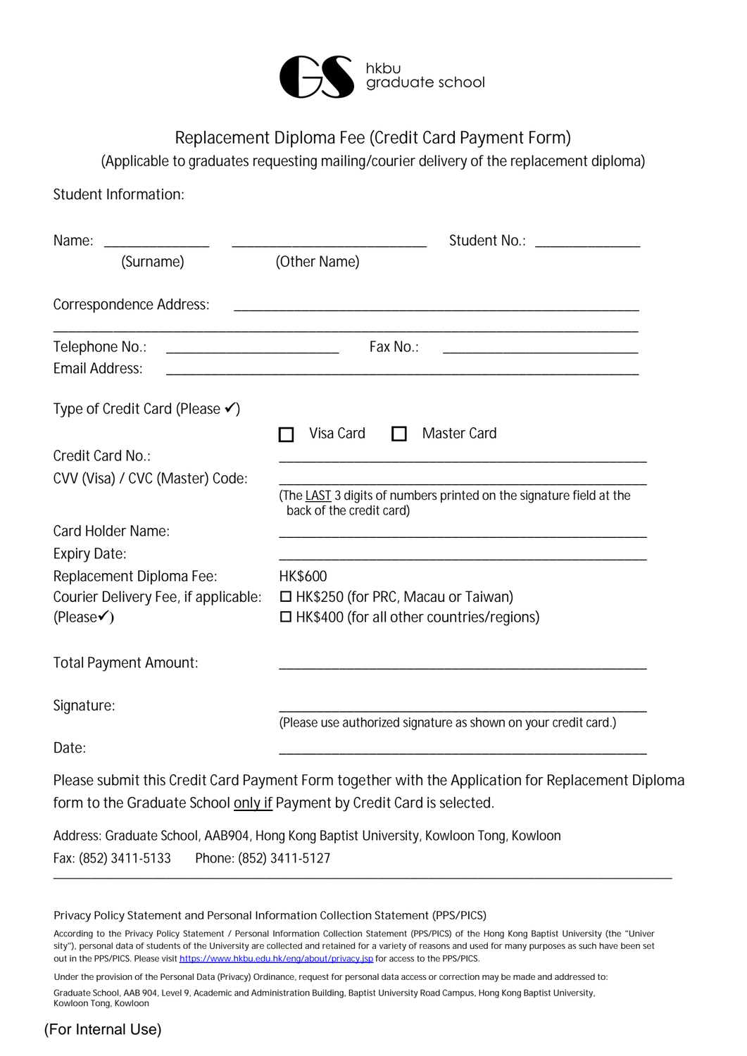hkbu graduate school

## Replacement Diploma Fee (Credit Card Payment Form)

(Applicable to graduates requesting mailing/courier delivery of the replacement diploma)

Student Information:

Name: ______________ ___________________________ Student No.: ______________

(Surname) (Other Name)

Correspondence Address: _______________________________________________________

_____________________________________________________________________________

Telephone No.: _______________________ Fax No.: __________________________

Email Address: ______________________________________________________________

Type of Credit Card (Please ✓)

☐ Visa Card ☐ Master Card

Credit Card No.: _______________________________________________

CVV (Visa) / CVC (Master) Code: _______________________________________________

(The LAST 3 digits of numbers printed on the signature field at the back of the credit card)

Card Holder Name: _______________________________________________

Expiry Date: _______________________________________________

Replacement Diploma Fee: HK$600

Courier Delivery Fee, if applicable: (Please✓)

☐ HK$250 (for PRC, Macau or Taiwan)

☐ HK$400 (for all other countries/regions)

Total Payment Amount: _______________________________________________

Signature: _______________________________________________

(Please use authorized signature as shown on your credit card.)

Date: _______________________________________________

Please submit this Credit Card Payment Form together with the Application for Replacement Diploma form to the Graduate School only if Payment by Credit Card is selected.

Address: Graduate School, AAB904, Hong Kong Baptist University, Kowloon Tong, Kowloon

Fax: (852) 3411-5133 Phone: (852) 3411-5127

---

Privacy Policy Statement and Personal Information Collection Statement (PPS/PICS)

According to the Privacy Policy Statement / Personal Information Collection Statement (PPS/PICS) of the Hong Kong Baptist University (the "University"), personal data of students of the University are collected and retained for a variety of reasons and used for many purposes as such have been set out in the PPS/PICS. Please visit https://www.hkbu.edu.hk/eng/about/privacy.jsp for access to the PPS/PICS.

Under the provision of the Personal Data (Privacy) Ordinance, request for personal data access or correction may be made and addressed to:

Graduate School, AAB 904, Level 9, Academic and Administration Building, Baptist University Road Campus, Hong Kong Baptist University, Kowloon Tong, Kowloon

(For Internal Use)